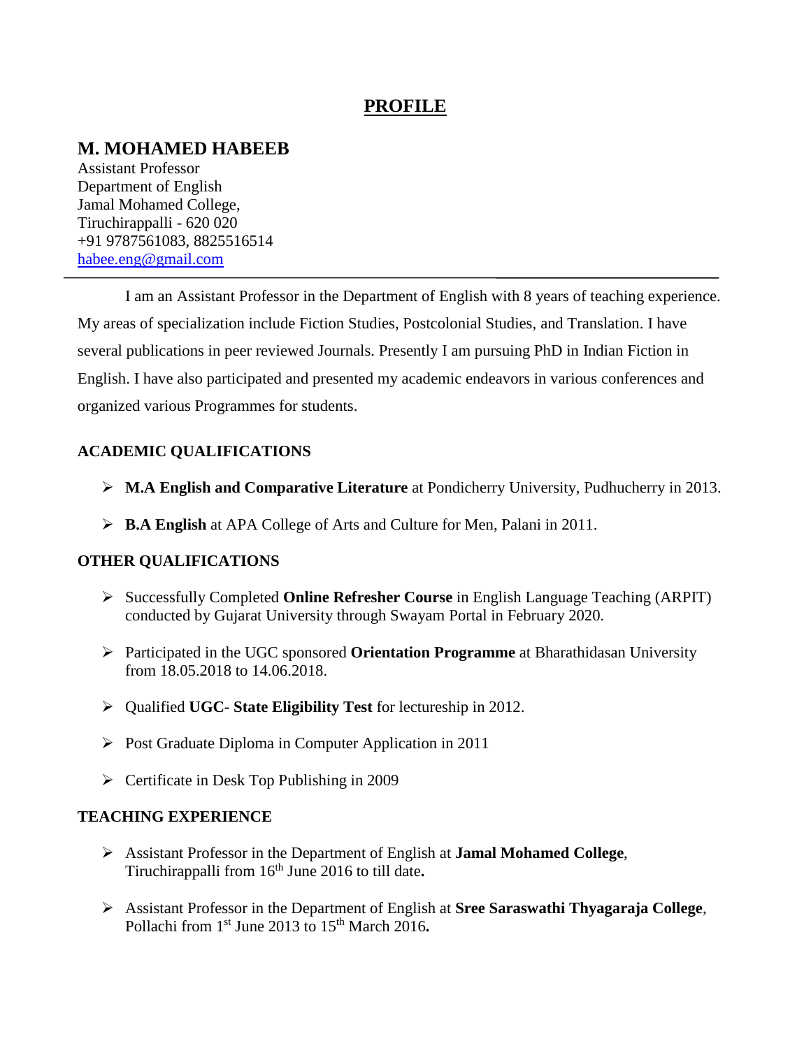# PROFILE

## M. MOHAMED HABEEB

Assistant Professor
Department of English
Jamal Mohamed College,
Tiruchirappalli - 620 020
+91 9787561083, 8825516514
[habee.eng@gmail.com](mailto:habee.eng@gmail.com)

---

I am an Assistant Professor in the Department of English with 8 years of teaching experience. My areas of specialization include Fiction Studies, Postcolonial Studies, and Translation. I have several publications in peer reviewed Journals. Presently I am pursuing PhD in Indian Fiction in English. I have also participated and presented my academic endeavors in various conferences and organized various Programmes for students.

### ACADEMIC QUALIFICATIONS

- **M.A English and Comparative Literature** at Pondicherry University, Pudhucherry in 2013.
- **B.A English** at APA College of Arts and Culture for Men, Palani in 2011.

### OTHER QUALIFICATIONS

- Successfully Completed **Online Refresher Course** in English Language Teaching (ARPIT) conducted by Gujarat University through Swayam Portal in February 2020.
- Participated in the UGC sponsored **Orientation Programme** at Bharathidasan University from 18.05.2018 to 14.06.2018.
- Qualified **UGC- State Eligibility Test** for lectureship in 2012.
- Post Graduate Diploma in Computer Application in 2011
- Certificate in Desk Top Publishing in 2009

### TEACHING EXPERIENCE

- Assistant Professor in the Department of English at **Jamal Mohamed College**, Tiruchirappalli from 16th June 2016 to till date**.**
- Assistant Professor in the Department of English at **Sree Saraswathi Thyagaraja College**, Pollachi from 1st June 2013 to 15th March 2016**.**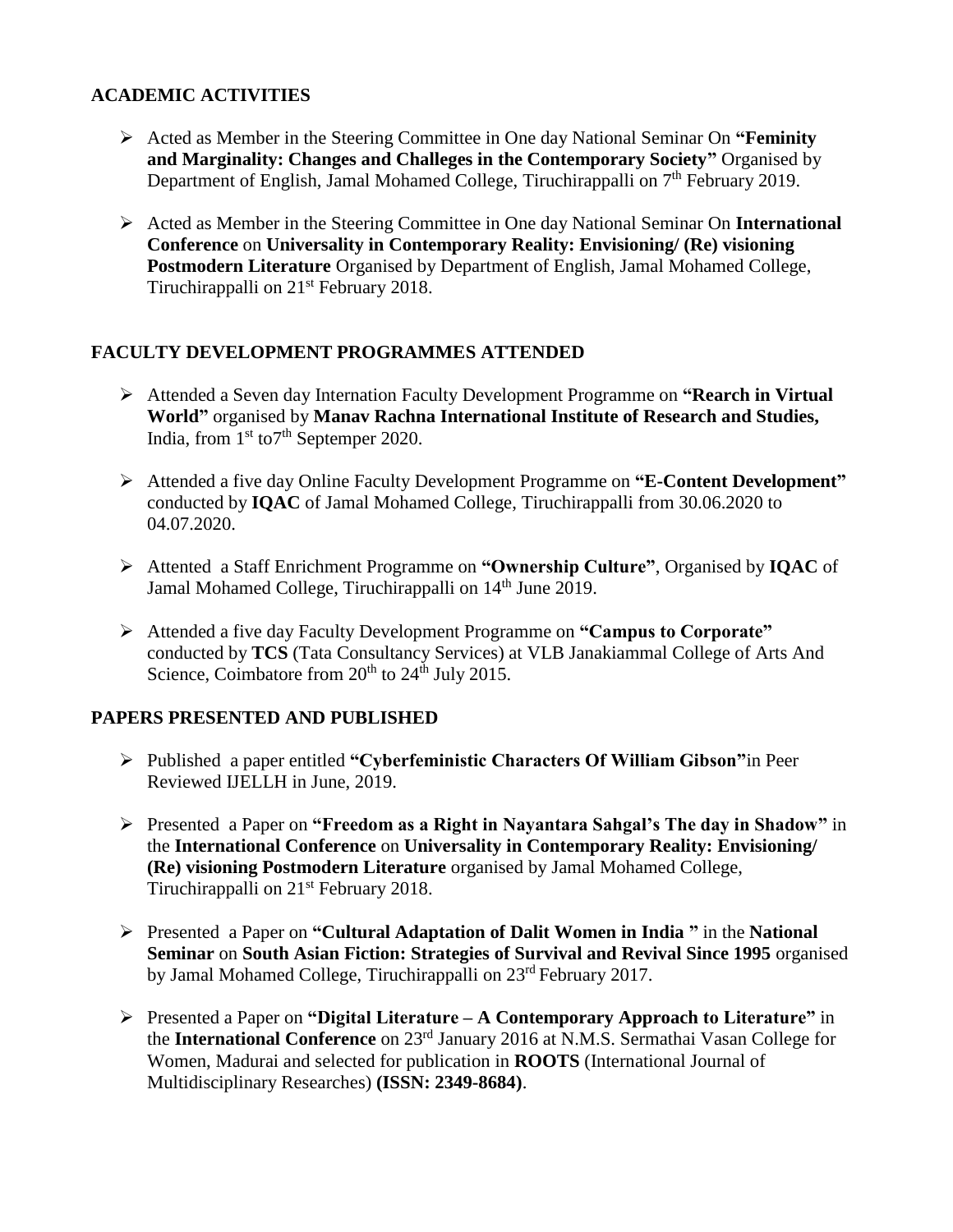## ACADEMIC ACTIVITIES

- Acted as Member in the Steering Committee in One day National Seminar On **"Feminity and Marginality: Changes and Challeges in the Contemporary Society"** Organised by Department of English, Jamal Mohamed College, Tiruchirappalli on 7th February 2019.
- Acted as Member in the Steering Committee in One day National Seminar On **International Conference** on **Universality in Contemporary Reality: Envisioning/ (Re) visioning Postmodern Literature** Organised by Department of English, Jamal Mohamed College, Tiruchirappalli on 21st February 2018.

## FACULTY DEVELOPMENT PROGRAMMES ATTENDED

- Attended a Seven day Internation Faculty Development Programme on **"Rearch in Virtual World"** organised by **Manav Rachna International Institute of Research and Studies,** India, from 1st to7th Septemper 2020.
- Attended a five day Online Faculty Development Programme on **"E-Content Development"** conducted by **IQAC** of Jamal Mohamed College, Tiruchirappalli from 30.06.2020 to 04.07.2020.
- Attented a Staff Enrichment Programme on **"Ownership Culture"**, Organised by **IQAC** of Jamal Mohamed College, Tiruchirappalli on 14th June 2019.
- Attended a five day Faculty Development Programme on **"Campus to Corporate"** conducted by **TCS** (Tata Consultancy Services) at VLB Janakiammal College of Arts And Science, Coimbatore from 20th to 24th July 2015.

## PAPERS PRESENTED AND PUBLISHED

- Published a paper entitled **"Cyberfeministic Characters Of William Gibson"**in Peer Reviewed IJELLH in June, 2019.
- Presented a Paper on **"Freedom as a Right in Nayantara Sahgal's The day in Shadow"** in the **International Conference** on **Universality in Contemporary Reality: Envisioning/ (Re) visioning Postmodern Literature** organised by Jamal Mohamed College, Tiruchirappalli on 21st February 2018.
- Presented a Paper on **"Cultural Adaptation of Dalit Women in India "** in the **National Seminar** on **South Asian Fiction: Strategies of Survival and Revival Since 1995** organised by Jamal Mohamed College, Tiruchirappalli on 23rd February 2017.
- Presented a Paper on **"Digital Literature – A Contemporary Approach to Literature"** in the **International Conference** on 23rd January 2016 at N.M.S. Sermathai Vasan College for Women, Madurai and selected for publication in **ROOTS** (International Journal of Multidisciplinary Researches) **(ISSN: 2349-8684)**.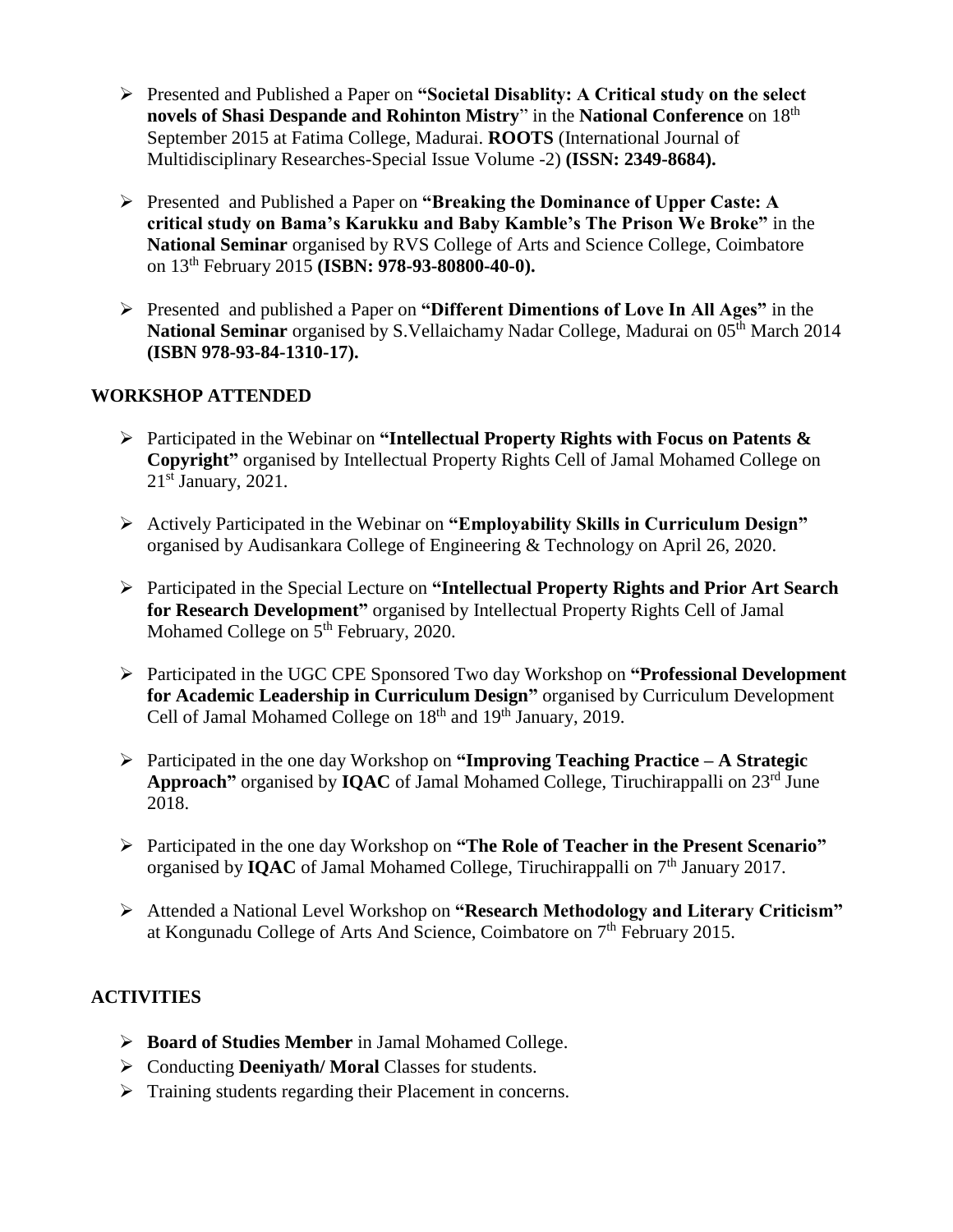- Presented and Published a Paper on **"Societal Disablity: A Critical study on the select novels of Shasi Despande and Rohinton Mistry**" in the **National Conference** on 18th September 2015 at Fatima College, Madurai. **ROOTS** (International Journal of Multidisciplinary Researches-Special Issue Volume -2) **(ISSN: 2349-8684).**

- Presented and Published a Paper on **"Breaking the Dominance of Upper Caste: A critical study on Bama's Karukku and Baby Kamble's The Prison We Broke"** in the **National Seminar** organised by RVS College of Arts and Science College, Coimbatore on 13th February 2015 **(ISBN: 978-93-80800-40-0).**

- Presented and published a Paper on **"Different Dimentions of Love In All Ages"** in the **National Seminar** organised by S.Vellaichamy Nadar College, Madurai on 05th March 2014 **(ISBN 978-93-84-1310-17).**

## WORKSHOP ATTENDED

- Participated in the Webinar on **"Intellectual Property Rights with Focus on Patents & Copyright"** organised by Intellectual Property Rights Cell of Jamal Mohamed College on 21st January, 2021.

- Actively Participated in the Webinar on **"Employability Skills in Curriculum Design"** organised by Audisankara College of Engineering & Technology on April 26, 2020.

- Participated in the Special Lecture on **"Intellectual Property Rights and Prior Art Search for Research Development"** organised by Intellectual Property Rights Cell of Jamal Mohamed College on 5th February, 2020.

- Participated in the UGC CPE Sponsored Two day Workshop on **"Professional Development for Academic Leadership in Curriculum Design"** organised by Curriculum Development Cell of Jamal Mohamed College on 18th and 19th January, 2019.

- Participated in the one day Workshop on **"Improving Teaching Practice – A Strategic Approach"** organised by **IQAC** of Jamal Mohamed College, Tiruchirappalli on 23rd June 2018.

- Participated in the one day Workshop on **"The Role of Teacher in the Present Scenario"** organised by **IQAC** of Jamal Mohamed College, Tiruchirappalli on 7th January 2017.

- Attended a National Level Workshop on **"Research Methodology and Literary Criticism"** at Kongunadu College of Arts And Science, Coimbatore on 7th February 2015.

## ACTIVITIES

- **Board of Studies Member** in Jamal Mohamed College.
- Conducting **Deeniyath/ Moral** Classes for students.
- Training students regarding their Placement in concerns.